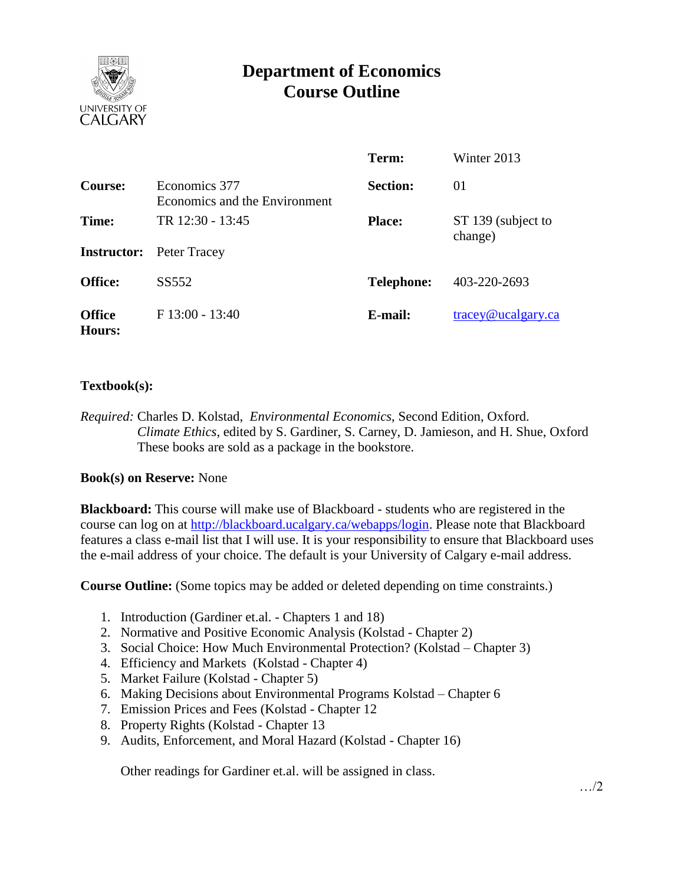# Department of Economics Course Outline

UNIVERSITY OF CALGARY

| | | | |
|---|---|---|---|
| | | **Term:** | Winter 2013 |
| **Course:** | Economics 377 Economics and the Environment | **Section:** | 01 |
| **Time:** | TR 12:30 - 13:45 | **Place:** | ST 139 (subject to change) |
| **Instructor:** | Peter Tracey | | |
| **Office:** | SS552 | **Telephone:** | 403-220-2693 |
| **Office Hours:** | F 13:00 - 13:40 | **E-mail:** | tracey@ucalgary.ca |

**Textbook(s):**

*Required:* Charles D. Kolstad, *Environmental Economics*, Second Edition, Oxford.
*Climate Ethics*, edited by S. Gardiner, S. Carney, D. Jamieson, and H. Shue, Oxford
These books are sold as a package in the bookstore.

**Book(s) on Reserve:** None

**Blackboard:** This course will make use of Blackboard - students who are registered in the course can log on at http://blackboard.ucalgary.ca/webapps/login. Please note that Blackboard features a class e-mail list that I will use. It is your responsibility to ensure that Blackboard uses the e-mail address of your choice. The default is your University of Calgary e-mail address.

**Course Outline:** (Some topics may be added or deleted depending on time constraints.)

1. Introduction (Gardiner et.al. - Chapters 1 and 18)
2. Normative and Positive Economic Analysis (Kolstad - Chapter 2)
3. Social Choice: How Much Environmental Protection? (Kolstad – Chapter 3)
4. Efficiency and Markets (Kolstad - Chapter 4)
5. Market Failure (Kolstad - Chapter 5)
6. Making Decisions about Environmental Programs Kolstad – Chapter 6
7. Emission Prices and Fees (Kolstad - Chapter 12
8. Property Rights (Kolstad - Chapter 13
9. Audits, Enforcement, and Moral Hazard (Kolstad - Chapter 16)

Other readings for Gardiner et.al. will be assigned in class.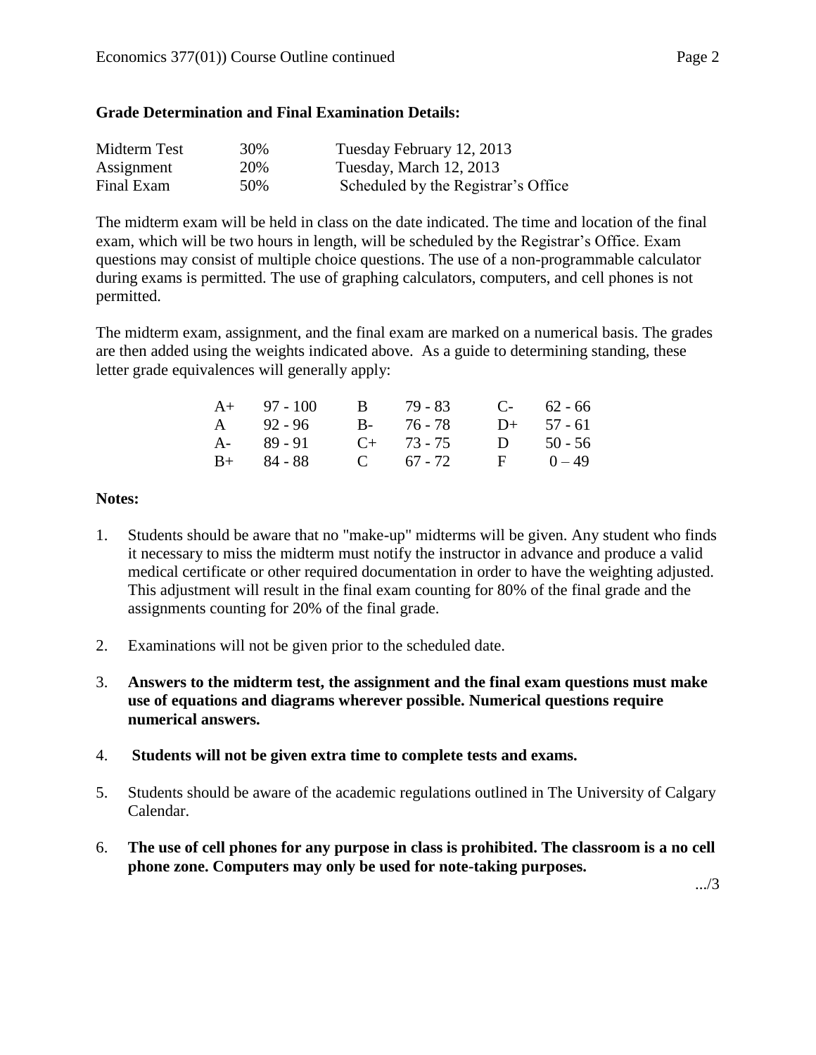**Grade Determination and Final Examination Details:**

| Midterm Test | 30% | Tuesday February 12, 2013 |
|---|---|---|
| Assignment | 20% | Tuesday, March 12, 2013 |
| Final Exam | 50% | Scheduled by the Registrar's Office |

The midterm exam will be held in class on the date indicated. The time and location of the final exam, which will be two hours in length, will be scheduled by the Registrar's Office. Exam questions may consist of multiple choice questions. The use of a non-programmable calculator during exams is permitted. The use of graphing calculators, computers, and cell phones is not permitted.

The midterm exam, assignment, and the final exam are marked on a numerical basis. The grades are then added using the weights indicated above. As a guide to determining standing, these letter grade equivalences will generally apply:

| | | | | | |
|---|---|---|---|---|---|
| A+ | 97 - 100 | B | 79 - 83 | C- | 62 - 66 |
| A | 92 - 96 | B- | 76 - 78 | D+ | 57 - 61 |
| A- | 89 - 91 | C+ | 73 - 75 | D | 50 - 56 |
| B+ | 84 - 88 | C | 67 - 72 | F | 0 – 49 |

**Notes:**

1. Students should be aware that no "make-up" midterms will be given. Any student who finds it necessary to miss the midterm must notify the instructor in advance and produce a valid medical certificate or other required documentation in order to have the weighting adjusted. This adjustment will result in the final exam counting for 80% of the final grade and the assignments counting for 20% of the final grade.

2. Examinations will not be given prior to the scheduled date.

3. **Answers to the midterm test, the assignment and the final exam questions must make use of equations and diagrams wherever possible. Numerical questions require numerical answers.**

4. **Students will not be given extra time to complete tests and exams.**

5. Students should be aware of the academic regulations outlined in The University of Calgary Calendar.

6. **The use of cell phones for any purpose in class is prohibited. The classroom is a no cell phone zone. Computers may only be used for note-taking purposes.**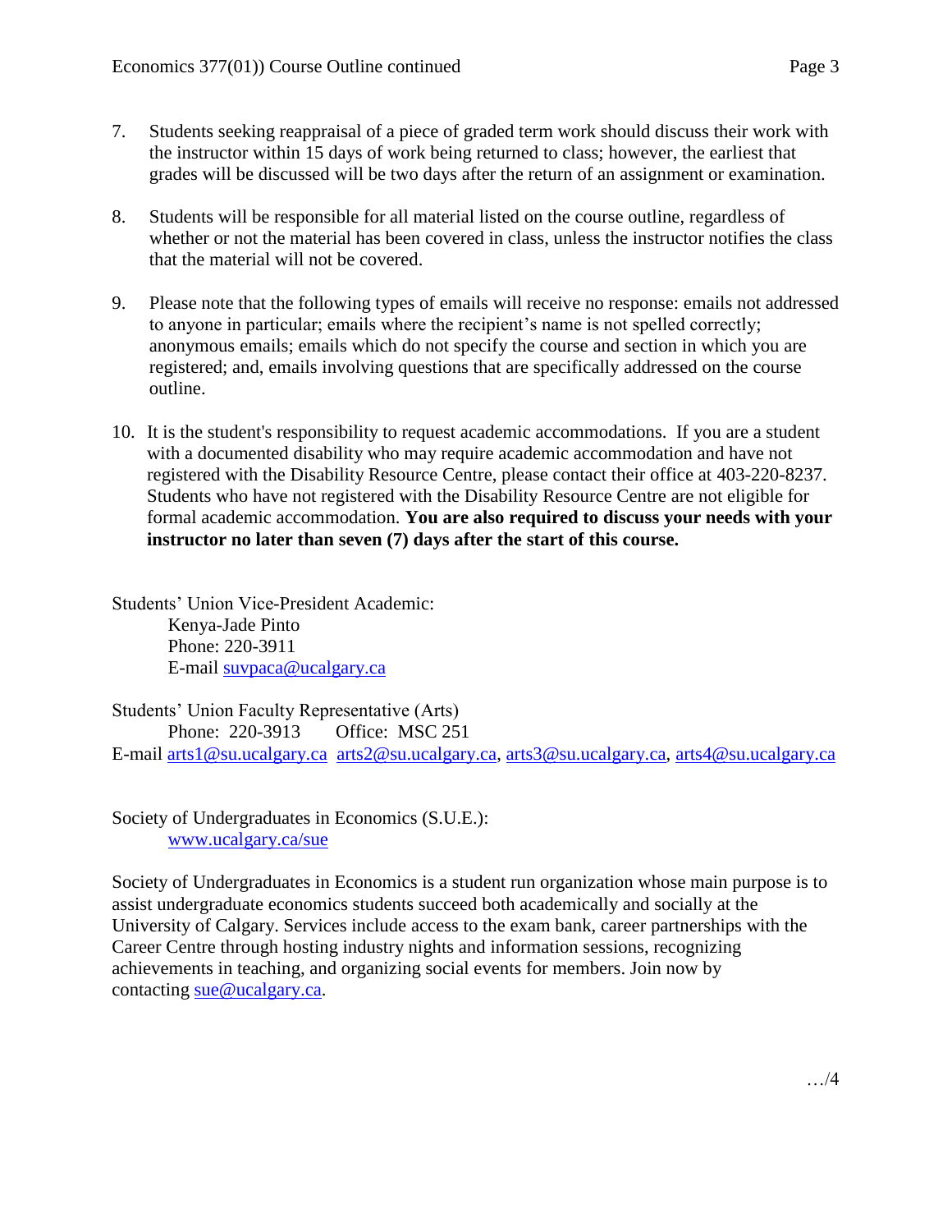7. Students seeking reappraisal of a piece of graded term work should discuss their work with the instructor within 15 days of work being returned to class; however, the earliest that grades will be discussed will be two days after the return of an assignment or examination.

8. Students will be responsible for all material listed on the course outline, regardless of whether or not the material has been covered in class, unless the instructor notifies the class that the material will not be covered.

9. Please note that the following types of emails will receive no response: emails not addressed to anyone in particular; emails where the recipient's name is not spelled correctly; anonymous emails; emails which do not specify the course and section in which you are registered; and, emails involving questions that are specifically addressed on the course outline.

10. It is the student's responsibility to request academic accommodations. If you are a student with a documented disability who may require academic accommodation and have not registered with the Disability Resource Centre, please contact their office at 403-220-8237. Students who have not registered with the Disability Resource Centre are not eligible for formal academic accommodation. **You are also required to discuss your needs with your instructor no later than seven (7) days after the start of this course.**

Students' Union Vice-President Academic:
Kenya-Jade Pinto
Phone: 220-3911
E-mail suvpaca@ucalgary.ca

Students' Union Faculty Representative (Arts)
Phone: 220-3913 Office: MSC 251
E-mail arts1@su.ucalgary.ca arts2@su.ucalgary.ca, arts3@su.ucalgary.ca, arts4@su.ucalgary.ca

Society of Undergraduates in Economics (S.U.E.):
www.ucalgary.ca/sue

Society of Undergraduates in Economics is a student run organization whose main purpose is to assist undergraduate economics students succeed both academically and socially at the University of Calgary. Services include access to the exam bank, career partnerships with the Career Centre through hosting industry nights and information sessions, recognizing achievements in teaching, and organizing social events for members. Join now by contacting sue@ucalgary.ca.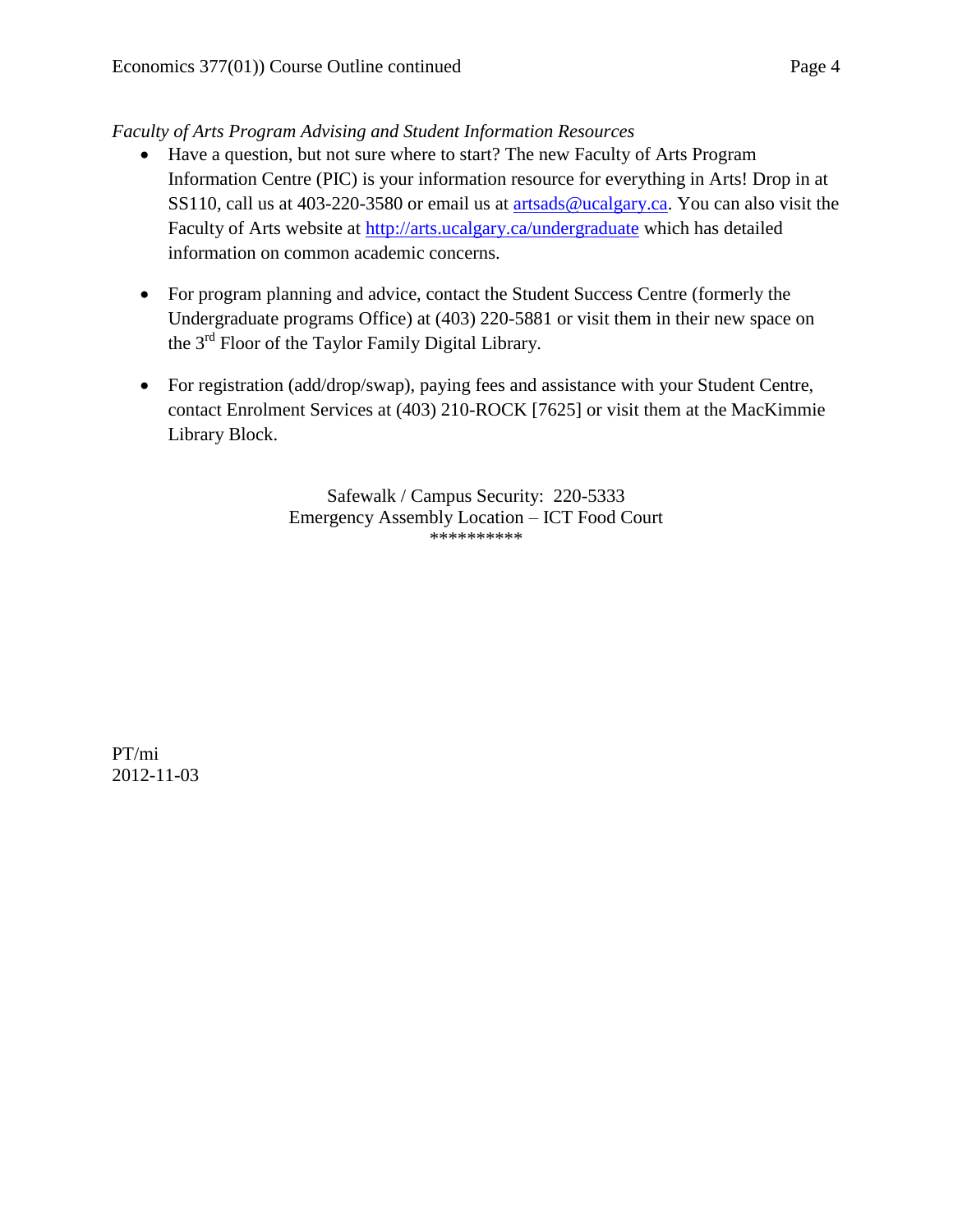*Faculty of Arts Program Advising and Student Information Resources*

- Have a question, but not sure where to start? The new Faculty of Arts Program Information Centre (PIC) is your information resource for everything in Arts! Drop in at SS110, call us at 403-220-3580 or email us at artsads@ucalgary.ca. You can also visit the Faculty of Arts website at http://arts.ucalgary.ca/undergraduate which has detailed information on common academic concerns.

- For program planning and advice, contact the Student Success Centre (formerly the Undergraduate programs Office) at (403) 220-5881 or visit them in their new space on the 3rd Floor of the Taylor Family Digital Library.

- For registration (add/drop/swap), paying fees and assistance with your Student Centre, contact Enrolment Services at (403) 210-ROCK [7625] or visit them at the MacKimmie Library Block.

Safewalk / Campus Security: 220-5333
Emergency Assembly Location – ICT Food Court
**********

PT/mi
2012-11-03